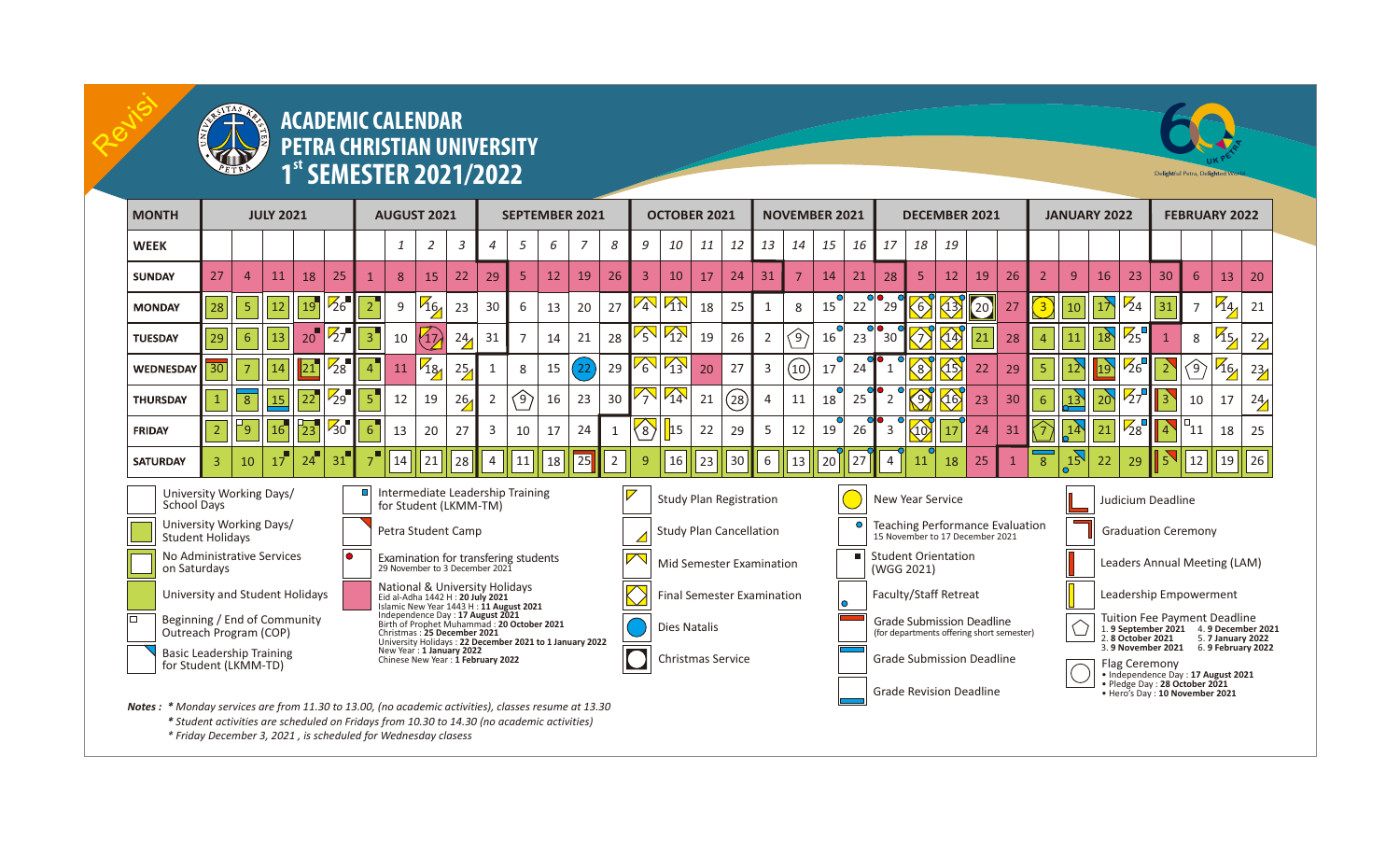Revisi

# ACADEMIC CALENDAR
# PETRA CHRISTIAN UNIVERSITY
# 1st SEMESTER 2021/2022

| MONTH | JULY 2021 | | | | | AUGUST 2021 | | | | | SEPTEMBER 2021 | | | | | OCTOBER 2021 | | | | | NOVEMBER 2021 | | | | DECEMBER 2021 | | | | | JANUARY 2022 | | | | | FEBRUARY 2022 | | | |
|---|---|---|---|---|---|---|---|---|---|---|---|---|---|---|---|---|---|---|---|---|---|---|---|---|---|---|---|---|---|---|---|---|---|---|---|---|---|---|
| WEEK | | | | | | | 1 | 2 | 3 | 4 | 5 | 6 | 7 | 8 | 9 | 10 | 11 | 12 | 13 | 14 | 15 | 16 | 17 | 18 | 19 | | | | | | | | | | | | | |
| SUNDAY | 27 | 4 | 11 | 18 | 25 | 1 | 8 | 15 | 22 | 29 | 5 | 12 | 19 | 26 | 3 | 10 | 17 | 24 | 31 | 7 | 14 | 21 | 28 | 5 | 12 | 19 | 26 | 2 | 9 | 16 | 23 | 30 | 6 | 13 | 20 | | | | |
| MONDAY | 28 | 5 | 12 | 19 | 26 | 2 | 9 | 16 | 23 | 30 | 6 | 13 | 20 | 27 | 4 | 11 | 18 | 25 | 1 | 8 | 15 | 22 | 29 | 6 | 13 | 20 | 27 | 3 | 10 | 17 | 24 | 31 | 7 | 14 | 21 | | | | |
| TUESDAY | 29 | 6 | 13 | 20 | 27 | 3 | 10 | 17 | 24 | 31 | 7 | 14 | 21 | 28 | 5 | 12 | 19 | 26 | 2 | 9 | 16 | 23 | 30 | 7 | 14 | 21 | 28 | 4 | 11 | 18 | 25 | 1 | 8 | 15 | 22 | | | | |
| WEDNESDAY | 30 | 7 | 14 | 21 | 28 | 4 | 11 | 18 | 25 | 1 | 8 | 15 | 22 | 29 | 6 | 13 | 20 | 27 | 3 | 10 | 17 | 24 | 1 | 8 | 15 | 22 | 29 | 5 | 12 | 19 | 26 | 2 | 9 | 16 | 23 | | | | |
| THURSDAY | 1 | 8 | 15 | 22 | 29 | 5 | 12 | 19 | 26 | 2 | 9 | 16 | 23 | 30 | 7 | 14 | 21 | 28 | 4 | 11 | 18 | 25 | 2 | 9 | 16 | 23 | 30 | 6 | 13 | 20 | 27 | 3 | 10 | 17 | 24 | | | | |
| FRIDAY | 2 | 9 | 16 | 23 | 30 | 6 | 13 | 20 | 27 | 3 | 10 | 17 | 24 | 1 | 8 | 15 | 22 | 29 | 5 | 12 | 19 | 26 | 3 | 10 | 17 | 24 | 31 | 7 | 14 | 21 | 28 | 4 | 11 | 18 | 25 | | | | |
| SATURDAY | 3 | 10 | 17 | 24 | 31 | 7 | 14 | 21 | 28 | 4 | 11 | 18 | 25 | 2 | 9 | 16 | 23 | 30 | 6 | 13 | 20 | 27 | 4 | 11 | 18 | 25 | 1 | 8 | 15 | 22 | 29 | 5 | 12 | 19 | 26 | | | | |

**Legend:**

- University Working Days/ School Days
- University Working Days/ Student Holidays
- No Administrative Services on Saturdays
- University and Student Holidays
- Beginning / End of Community Outreach Program (COP)
- Basic Leadership Training for Student (LKMM-TD)
- Intermediate Leadership Training for Student (LKMM-TM)
- Petra Student Camp
- Examination for transfering students 29 November to 3 December 2021
- National & University Holidays
  - Eid al-Adha 1442 H : **20 July 2021**
  - Islamic New Year 1443 H : **11 August 2021**
  - Independence Day : **17 August 2021**
  - Birth of Prophet Muhammad : **20 October 2021**
  - Christmas : **25 December 2021**
  - University Holidays : **22 December 2021 to 1 January 2022**
  - New Year : **1 January 2022**
  - Chinese New Year : **1 February 2022**
- Study Plan Registration
- Study Plan Cancellation
- Mid Semester Examination
- Final Semester Examination
- Dies Natalis
- Christmas Service
- New Year Service
- Teaching Performance Evaluation 15 November to 17 December 2021
- Student Orientation (WGG 2021)
- Faculty/Staff Retreat
- Grade Submission Deadline (for departments offering short semester)
- Grade Submission Deadline
- Grade Revision Deadline
- Judicium Deadline
- Graduation Ceremony
- Leaders Annual Meeting (LAM)
- Leadership Empowerment
- Tuition Fee Payment Deadline
  1. **9 September 2021**
  2. **8 October 2021**
  3. **9 November 2021**
  4. **9 December 2021**
  5. **7 January 2022**
  6. **9 February 2022**
- Flag Ceremony
  - Independence Day : **17 August 2021**
  - Pledge Day : **28 October 2021**
  - Hero's Day : **10 November 2021**

*Notes : * Monday services are from 11.30 to 13.00, (no academic activities), classes resume at 13.30*

** Student activities are scheduled on Fridays from 10.30 to 14.30 (no academic activities)*

** Friday December 3, 2021 , is scheduled for Wednesday clasess*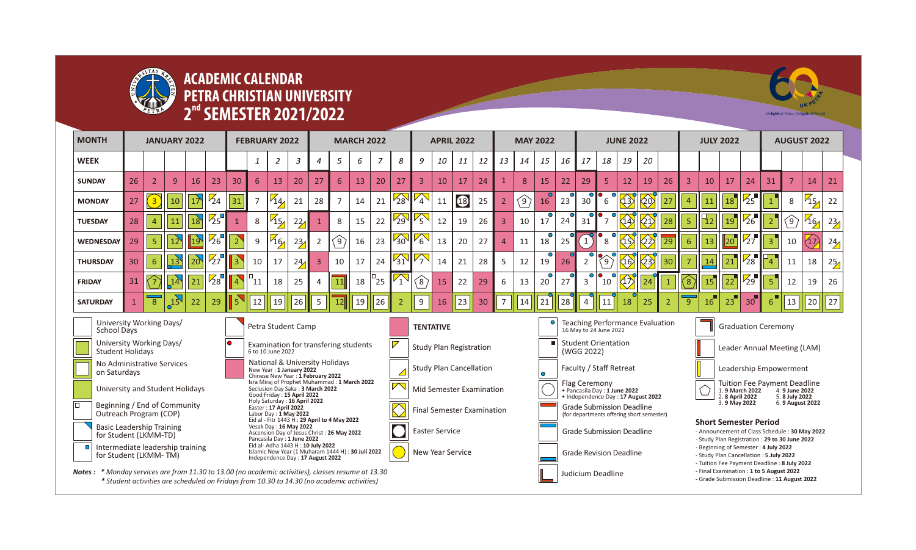# ACADEMIC CALENDAR
# PETRA CHRISTIAN UNIVERSITY
# 2nd SEMESTER 2021/2022

| MONTH | JANUARY 2022 | | | | | FEBRUARY 2022 | | | | MARCH 2022 | | | | | APRIL 2022 | | | | MAY 2022 | | | | JUNE 2022 | | | | | JULY 2022 | | | | AUGUST 2022 | | | |
|---|---|---|---|---|---|---|---|---|---|---|---|---|---|---|---|---|---|---|---|---|---|---|---|---|---|---|---|---|---|---|---|---|---|---|---|
| WEEK | | | | | | | 1 | 2 | 3 | 4 | 5 | 6 | 7 | 8 | 9 | 10 | 11 | 12 | 13 | 14 | 15 | 16 | 17 | 18 | 19 | 20 | | | | | | | | | |
| SUNDAY | 26 | 2 | 9 | 16 | 23 | 30 | 6 | 13 | 20 | 27 | 6 | 13 | 20 | 27 | 3 | 10 | 17 | 24 | 1 | 8 | 15 | 22 | 29 | 5 | 12 | 19 | 26 | 3 | 10 | 17 | 24 | 31 | 7 | 14 | 21 |
| MONDAY | 27 | 3 | 10 | 17 | 24 | 31 | 7 | 14 | 21 | 28 | 7 | 14 | 21 | 28 | 4 | 11 | 18 | 25 | 2 | 9 | 16 | 23 | 30 | 6 | 13 | 20 | 27 | 4 | 11 | 18 | 25 | 1 | 8 | 15 | 22 |
| TUESDAY | 28 | 4 | 11 | 18 | 25 | 1 | 8 | 15 | 22 | 1 | 8 | 15 | 22 | 29 | 5 | 12 | 19 | 26 | 3 | 10 | 17 | 24 | 31 | 7 | 14 | 21 | 28 | 5 | 12 | 19 | 26 | 2 | 9 | 16 | 23 |
| WEDNESDAY | 29 | 5 | 12 | 19 | 26 | 2 | 9 | 16 | 23 | 2 | 9 | 16 | 23 | 30 | 6 | 13 | 20 | 27 | 4 | 11 | 18 | 25 | 1 | 8 | 15 | 22 | 29 | 6 | 13 | 20 | 27 | 3 | 10 | 17 | 24 |
| THURSDAY | 30 | 6 | 13 | 20 | 27 | 3 | 10 | 17 | 24 | 3 | 10 | 17 | 24 | 31 | 7 | 14 | 21 | 28 | 5 | 12 | 19 | 26 | 2 | 9 | 16 | 23 | 30 | 7 | 14 | 21 | 28 | 4 | 11 | 18 | 25 |
| FRIDAY | 31 | 7 | 14 | 21 | 28 | 4 | 11 | 18 | 25 | 4 | 11 | 18 | 25 | 1 | 8 | 15 | 22 | 29 | 6 | 13 | 20 | 27 | 3 | 10 | 17 | 24 | 1 | 8 | 15 | 22 | 29 | 5 | 12 | 19 | 26 |
| SATURDAY | 1 | 8 | 15 | 22 | 29 | 5 | 12 | 19 | 26 | 5 | 12 | 19 | 26 | 2 | 9 | 16 | 23 | 30 | 7 | 14 | 21 | 28 | 4 | 11 | 18 | 25 | 2 | 9 | 16 | 23 | 30 | 6 | 13 | 20 | 27 |

- University Working Days/ School Days
- University Working Days/ Student Holidays
- No Administrative Services on Saturdays
- University and Student Holidays
- Beginning / End of Community Outreach Program (COP)
- Basic Leadership Training for Student (LKMM-TD)
- Intermediate leadership training for Student (LKMM- TM)
- Petra Student Camp
- Examination for transfering students 6 to 10 June 2022
- National & University Holidays
  - New Year : **1 January 2022**
  - Chinese New Year : **1 February 2022**
  - Isra Miraj of Prophet Muhammad : **1 March 2022**
  - Seclusion Day Saka : **3 March 2022**
  - Good Friday : **15 April 2022**
  - Holy Saturday : **16 April 2022**
  - Easter : **17 April 2022**
  - Labor Day : **1 May 2022**
  - Eid al - Fitr 1443 H : **29 April to 4 May 2022**
  - Vesak Day : **16 May 2022**
  - Ascension Day of Jesus Christ : **26 May 2022**
  - Pancasila Day : **1 June 2022**
  - Eid al- Adha 1443 H : **10 July 2022**
  - Islamic New Year (1 Muharam 1444 H) : **30 Juli 2022**
  - Independence Day : **17 August 2022**
- **TENTATIVE**
- Study Plan Registration
- Study Plan Cancellation
- Mid Semester Examination
- Final Semester Examination
- Easter Service
- New Year Service
- Teaching Performance Evaluation 16 May to 24 June 2022
- Student Orientation (WGG 2022)
- Faculty / Staff Retreat
- Flag Ceremony
  - Pancasila Day : **1 June 2022**
  - Independence Day : **17 August 2022**
- Grade Submission Deadline (for departments offering short semester)
- Grade Submission Deadline
- Grade Revision Deadline
- Judicium Deadline
- Graduation Ceremony
- Leader Annual Meeting (LAM)
- Leadership Empowerment
- Tuition Fee Payment Deadline
  1. **9 March 2022**
  2. **8 April 2022**
  3. **9 May 2022**
  4. **9 June 2022**
  5. **8 July 2022**
  6. **9 August 2022**

**Short Semester Period**

- Announcement of Class Schedule : **30 May 2022**
- Study Plan Registration : **29 to 30 June 2022**
- Beginning of Semester : **4 July 2022**
- Study Plan Cancellation : **5.July 2022**
- Tuition Fee Payment Deadline : **8 July 2022**
- Final Examination : **1 to 5 August 2022**
- Grade Submission Deadline : **11 August 2022**

*Notes : \* Monday services are from 11.30 to 13.00 (no academic activities), classes resume at 13.30*
*\* Student activities are scheduled on Fridays from 10.30 to 14.30 (no academic activities)*